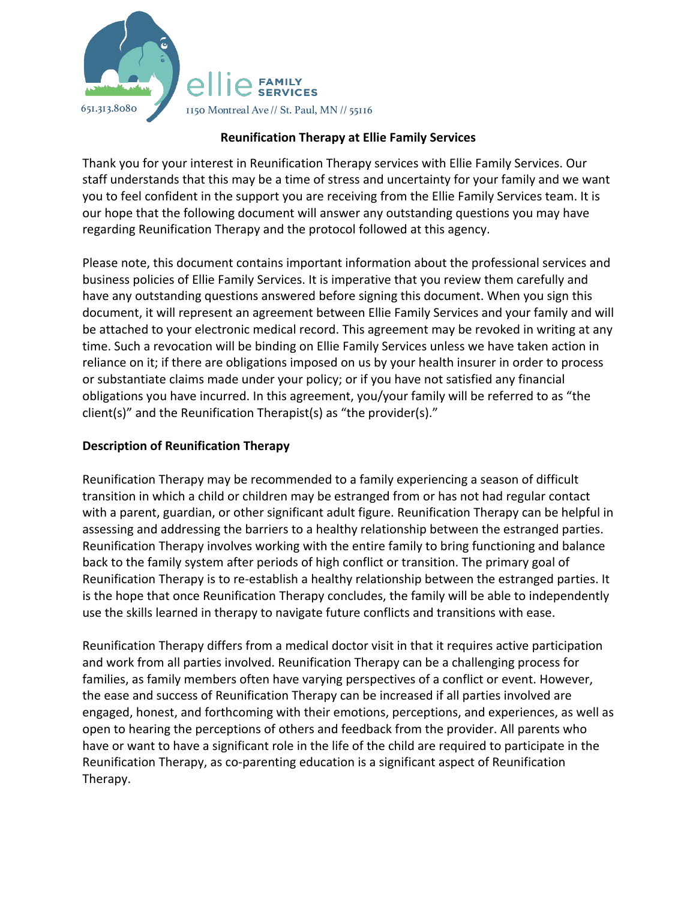ellie FAMILY SERVICES

651.313.8080

1150 Montreal Ave // St. Paul, MN // 55116

## Reunification Therapy at Ellie Family Services

Thank you for your interest in Reunification Therapy services with Ellie Family Services. Our staff understands that this may be a time of stress and uncertainty for your family and we want you to feel confident in the support you are receiving from the Ellie Family Services team. It is our hope that the following document will answer any outstanding questions you may have regarding Reunification Therapy and the protocol followed at this agency.

Please note, this document contains important information about the professional services and business policies of Ellie Family Services. It is imperative that you review them carefully and have any outstanding questions answered before signing this document. When you sign this document, it will represent an agreement between Ellie Family Services and your family and will be attached to your electronic medical record. This agreement may be revoked in writing at any time. Such a revocation will be binding on Ellie Family Services unless we have taken action in reliance on it; if there are obligations imposed on us by your health insurer in order to process or substantiate claims made under your policy; or if you have not satisfied any financial obligations you have incurred. In this agreement, you/your family will be referred to as "the client(s)" and the Reunification Therapist(s) as "the provider(s)."

### Description of Reunification Therapy

Reunification Therapy may be recommended to a family experiencing a season of difficult transition in which a child or children may be estranged from or has not had regular contact with a parent, guardian, or other significant adult figure. Reunification Therapy can be helpful in assessing and addressing the barriers to a healthy relationship between the estranged parties. Reunification Therapy involves working with the entire family to bring functioning and balance back to the family system after periods of high conflict or transition. The primary goal of Reunification Therapy is to re-establish a healthy relationship between the estranged parties. It is the hope that once Reunification Therapy concludes, the family will be able to independently use the skills learned in therapy to navigate future conflicts and transitions with ease.

Reunification Therapy differs from a medical doctor visit in that it requires active participation and work from all parties involved. Reunification Therapy can be a challenging process for families, as family members often have varying perspectives of a conflict or event. However, the ease and success of Reunification Therapy can be increased if all parties involved are engaged, honest, and forthcoming with their emotions, perceptions, and experiences, as well as open to hearing the perceptions of others and feedback from the provider. All parents who have or want to have a significant role in the life of the child are required to participate in the Reunification Therapy, as co-parenting education is a significant aspect of Reunification Therapy.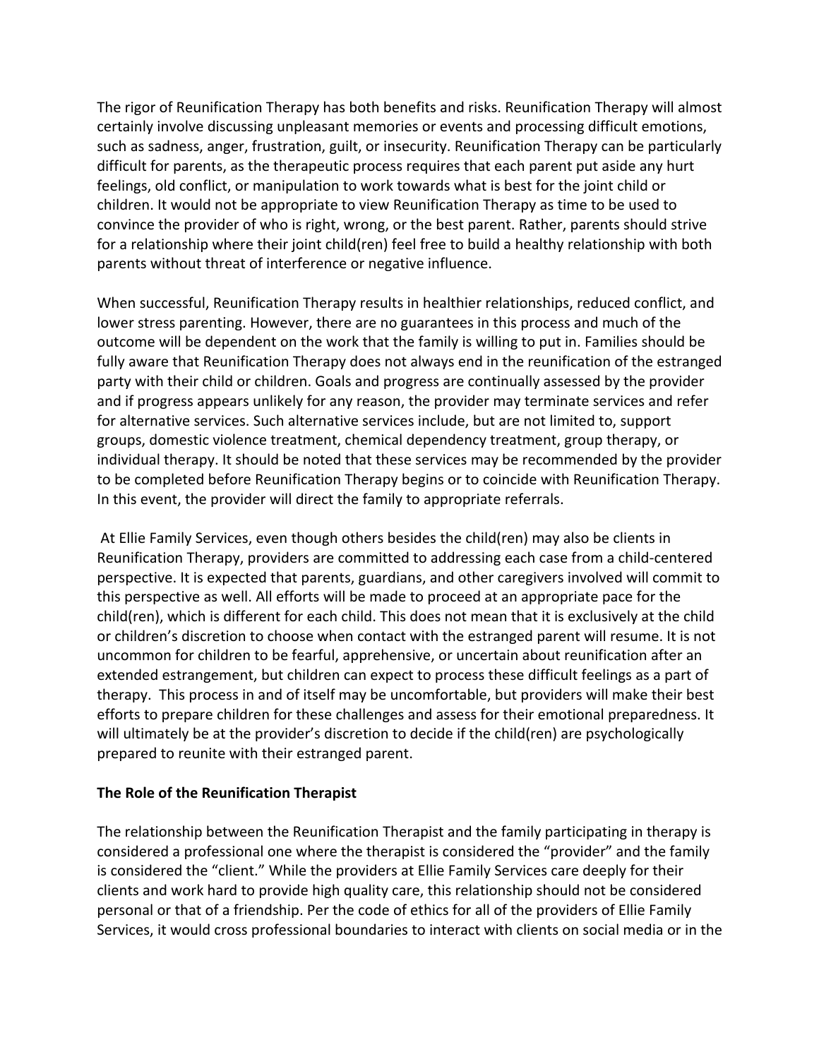The rigor of Reunification Therapy has both benefits and risks. Reunification Therapy will almost certainly involve discussing unpleasant memories or events and processing difficult emotions, such as sadness, anger, frustration, guilt, or insecurity. Reunification Therapy can be particularly difficult for parents, as the therapeutic process requires that each parent put aside any hurt feelings, old conflict, or manipulation to work towards what is best for the joint child or children. It would not be appropriate to view Reunification Therapy as time to be used to convince the provider of who is right, wrong, or the best parent. Rather, parents should strive for a relationship where their joint child(ren) feel free to build a healthy relationship with both parents without threat of interference or negative influence.

When successful, Reunification Therapy results in healthier relationships, reduced conflict, and lower stress parenting. However, there are no guarantees in this process and much of the outcome will be dependent on the work that the family is willing to put in. Families should be fully aware that Reunification Therapy does not always end in the reunification of the estranged party with their child or children. Goals and progress are continually assessed by the provider and if progress appears unlikely for any reason, the provider may terminate services and refer for alternative services. Such alternative services include, but are not limited to, support groups, domestic violence treatment, chemical dependency treatment, group therapy, or individual therapy. It should be noted that these services may be recommended by the provider to be completed before Reunification Therapy begins or to coincide with Reunification Therapy. In this event, the provider will direct the family to appropriate referrals.

At Ellie Family Services, even though others besides the child(ren) may also be clients in Reunification Therapy, providers are committed to addressing each case from a child-centered perspective. It is expected that parents, guardians, and other caregivers involved will commit to this perspective as well. All efforts will be made to proceed at an appropriate pace for the child(ren), which is different for each child. This does not mean that it is exclusively at the child or children's discretion to choose when contact with the estranged parent will resume. It is not uncommon for children to be fearful, apprehensive, or uncertain about reunification after an extended estrangement, but children can expect to process these difficult feelings as a part of therapy. This process in and of itself may be uncomfortable, but providers will make their best efforts to prepare children for these challenges and assess for their emotional preparedness. It will ultimately be at the provider's discretion to decide if the child(ren) are psychologically prepared to reunite with their estranged parent.

**The Role of the Reunification Therapist**

The relationship between the Reunification Therapist and the family participating in therapy is considered a professional one where the therapist is considered the "provider" and the family is considered the "client." While the providers at Ellie Family Services care deeply for their clients and work hard to provide high quality care, this relationship should not be considered personal or that of a friendship. Per the code of ethics for all of the providers of Ellie Family Services, it would cross professional boundaries to interact with clients on social media or in the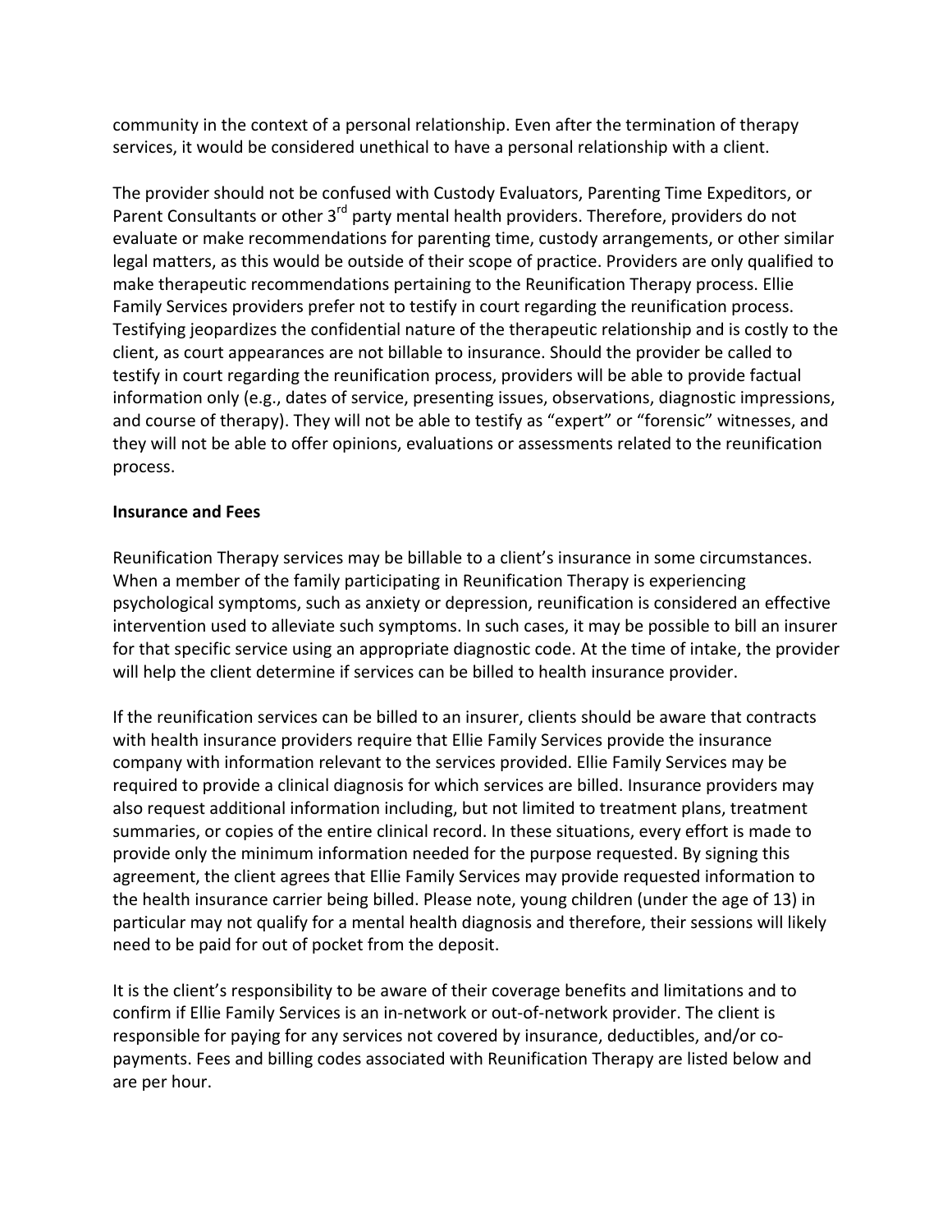community in the context of a personal relationship. Even after the termination of therapy services, it would be considered unethical to have a personal relationship with a client.

The provider should not be confused with Custody Evaluators, Parenting Time Expeditors, or Parent Consultants or other 3rd party mental health providers. Therefore, providers do not evaluate or make recommendations for parenting time, custody arrangements, or other similar legal matters, as this would be outside of their scope of practice. Providers are only qualified to make therapeutic recommendations pertaining to the Reunification Therapy process. Ellie Family Services providers prefer not to testify in court regarding the reunification process. Testifying jeopardizes the confidential nature of the therapeutic relationship and is costly to the client, as court appearances are not billable to insurance. Should the provider be called to testify in court regarding the reunification process, providers will be able to provide factual information only (e.g., dates of service, presenting issues, observations, diagnostic impressions, and course of therapy). They will not be able to testify as "expert" or "forensic" witnesses, and they will not be able to offer opinions, evaluations or assessments related to the reunification process.

**Insurance and Fees**

Reunification Therapy services may be billable to a client's insurance in some circumstances. When a member of the family participating in Reunification Therapy is experiencing psychological symptoms, such as anxiety or depression, reunification is considered an effective intervention used to alleviate such symptoms. In such cases, it may be possible to bill an insurer for that specific service using an appropriate diagnostic code. At the time of intake, the provider will help the client determine if services can be billed to health insurance provider.

If the reunification services can be billed to an insurer, clients should be aware that contracts with health insurance providers require that Ellie Family Services provide the insurance company with information relevant to the services provided. Ellie Family Services may be required to provide a clinical diagnosis for which services are billed. Insurance providers may also request additional information including, but not limited to treatment plans, treatment summaries, or copies of the entire clinical record. In these situations, every effort is made to provide only the minimum information needed for the purpose requested. By signing this agreement, the client agrees that Ellie Family Services may provide requested information to the health insurance carrier being billed. Please note, young children (under the age of 13) in particular may not qualify for a mental health diagnosis and therefore, their sessions will likely need to be paid for out of pocket from the deposit.

It is the client's responsibility to be aware of their coverage benefits and limitations and to confirm if Ellie Family Services is an in-network or out-of-network provider. The client is responsible for paying for any services not covered by insurance, deductibles, and/or co-payments. Fees and billing codes associated with Reunification Therapy are listed below and are per hour.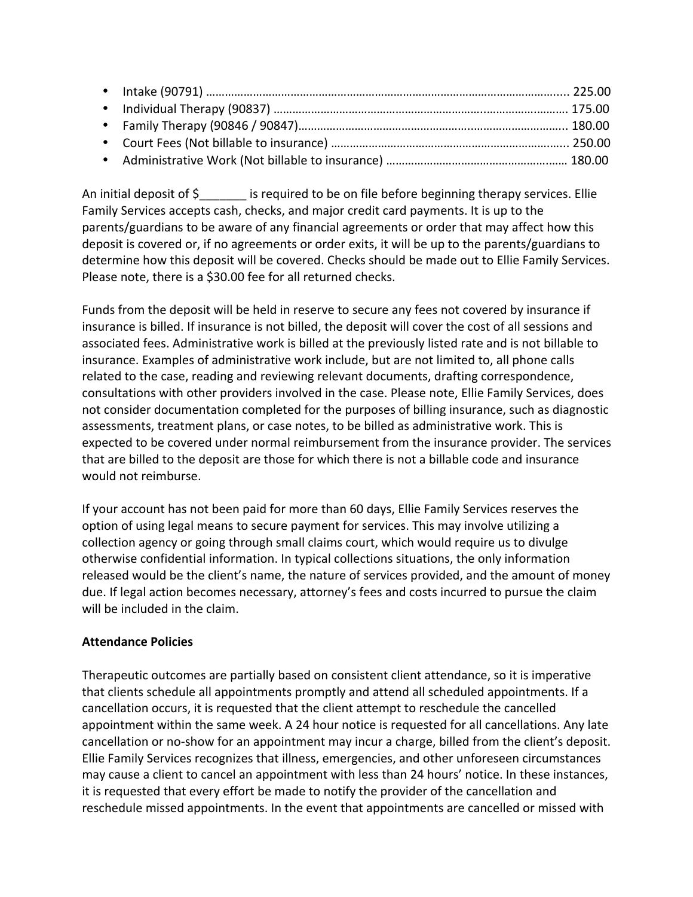- Intake (90791) ……………………………………………………………………………………………….... 225.00
- Individual Therapy (90837) …………………………………………………………..………………. 175.00
- Family Therapy (90846 / 90847)…………………………………………………..…………………. 180.00
- Court Fees (Not billable to insurance) ……………………………………………………….... 250.00
- Administrative Work (Not billable to insurance) ………………………………………….…… 180.00

An initial deposit of $_______ is required to be on file before beginning therapy services. Ellie Family Services accepts cash, checks, and major credit card payments. It is up to the parents/guardians to be aware of any financial agreements or order that may affect how this deposit is covered or, if no agreements or order exits, it will be up to the parents/guardians to determine how this deposit will be covered. Checks should be made out to Ellie Family Services. Please note, there is a $30.00 fee for all returned checks.

Funds from the deposit will be held in reserve to secure any fees not covered by insurance if insurance is billed. If insurance is not billed, the deposit will cover the cost of all sessions and associated fees. Administrative work is billed at the previously listed rate and is not billable to insurance. Examples of administrative work include, but are not limited to, all phone calls related to the case, reading and reviewing relevant documents, drafting correspondence, consultations with other providers involved in the case. Please note, Ellie Family Services, does not consider documentation completed for the purposes of billing insurance, such as diagnostic assessments, treatment plans, or case notes, to be billed as administrative work. This is expected to be covered under normal reimbursement from the insurance provider. The services that are billed to the deposit are those for which there is not a billable code and insurance would not reimburse.

If your account has not been paid for more than 60 days, Ellie Family Services reserves the option of using legal means to secure payment for services. This may involve utilizing a collection agency or going through small claims court, which would require us to divulge otherwise confidential information. In typical collections situations, the only information released would be the client's name, the nature of services provided, and the amount of money due. If legal action becomes necessary, attorney's fees and costs incurred to pursue the claim will be included in the claim.

**Attendance Policies**

Therapeutic outcomes are partially based on consistent client attendance, so it is imperative that clients schedule all appointments promptly and attend all scheduled appointments. If a cancellation occurs, it is requested that the client attempt to reschedule the cancelled appointment within the same week. A 24 hour notice is requested for all cancellations. Any late cancellation or no-show for an appointment may incur a charge, billed from the client's deposit. Ellie Family Services recognizes that illness, emergencies, and other unforeseen circumstances may cause a client to cancel an appointment with less than 24 hours' notice. In these instances, it is requested that every effort be made to notify the provider of the cancellation and reschedule missed appointments. In the event that appointments are cancelled or missed with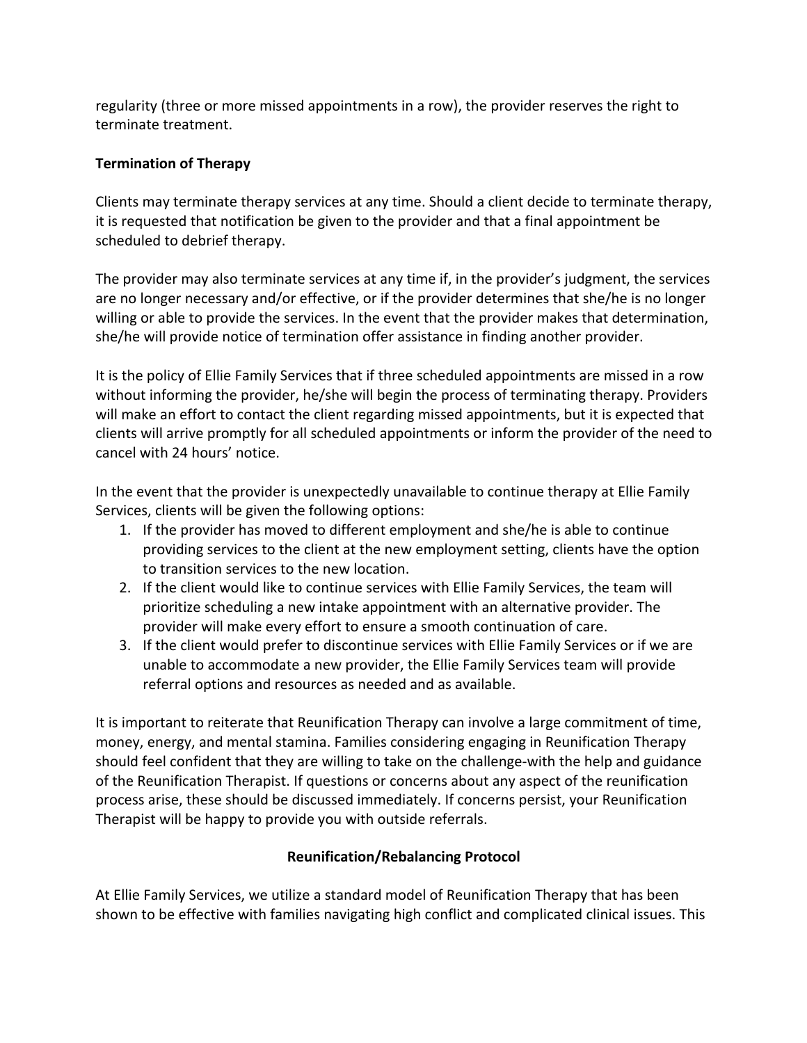regularity (three or more missed appointments in a row), the provider reserves the right to terminate treatment.

**Termination of Therapy**

Clients may terminate therapy services at any time. Should a client decide to terminate therapy, it is requested that notification be given to the provider and that a final appointment be scheduled to debrief therapy.

The provider may also terminate services at any time if, in the provider's judgment, the services are no longer necessary and/or effective, or if the provider determines that she/he is no longer willing or able to provide the services. In the event that the provider makes that determination, she/he will provide notice of termination offer assistance in finding another provider.

It is the policy of Ellie Family Services that if three scheduled appointments are missed in a row without informing the provider, he/she will begin the process of terminating therapy. Providers will make an effort to contact the client regarding missed appointments, but it is expected that clients will arrive promptly for all scheduled appointments or inform the provider of the need to cancel with 24 hours' notice.

In the event that the provider is unexpectedly unavailable to continue therapy at Ellie Family Services, clients will be given the following options:

1. If the provider has moved to different employment and she/he is able to continue providing services to the client at the new employment setting, clients have the option to transition services to the new location.
2. If the client would like to continue services with Ellie Family Services, the team will prioritize scheduling a new intake appointment with an alternative provider. The provider will make every effort to ensure a smooth continuation of care.
3. If the client would prefer to discontinue services with Ellie Family Services or if we are unable to accommodate a new provider, the Ellie Family Services team will provide referral options and resources as needed and as available.

It is important to reiterate that Reunification Therapy can involve a large commitment of time, money, energy, and mental stamina. Families considering engaging in Reunification Therapy should feel confident that they are willing to take on the challenge-with the help and guidance of the Reunification Therapist. If questions or concerns about any aspect of the reunification process arise, these should be discussed immediately. If concerns persist, your Reunification Therapist will be happy to provide you with outside referrals.

**Reunification/Rebalancing Protocol**

At Ellie Family Services, we utilize a standard model of Reunification Therapy that has been shown to be effective with families navigating high conflict and complicated clinical issues. This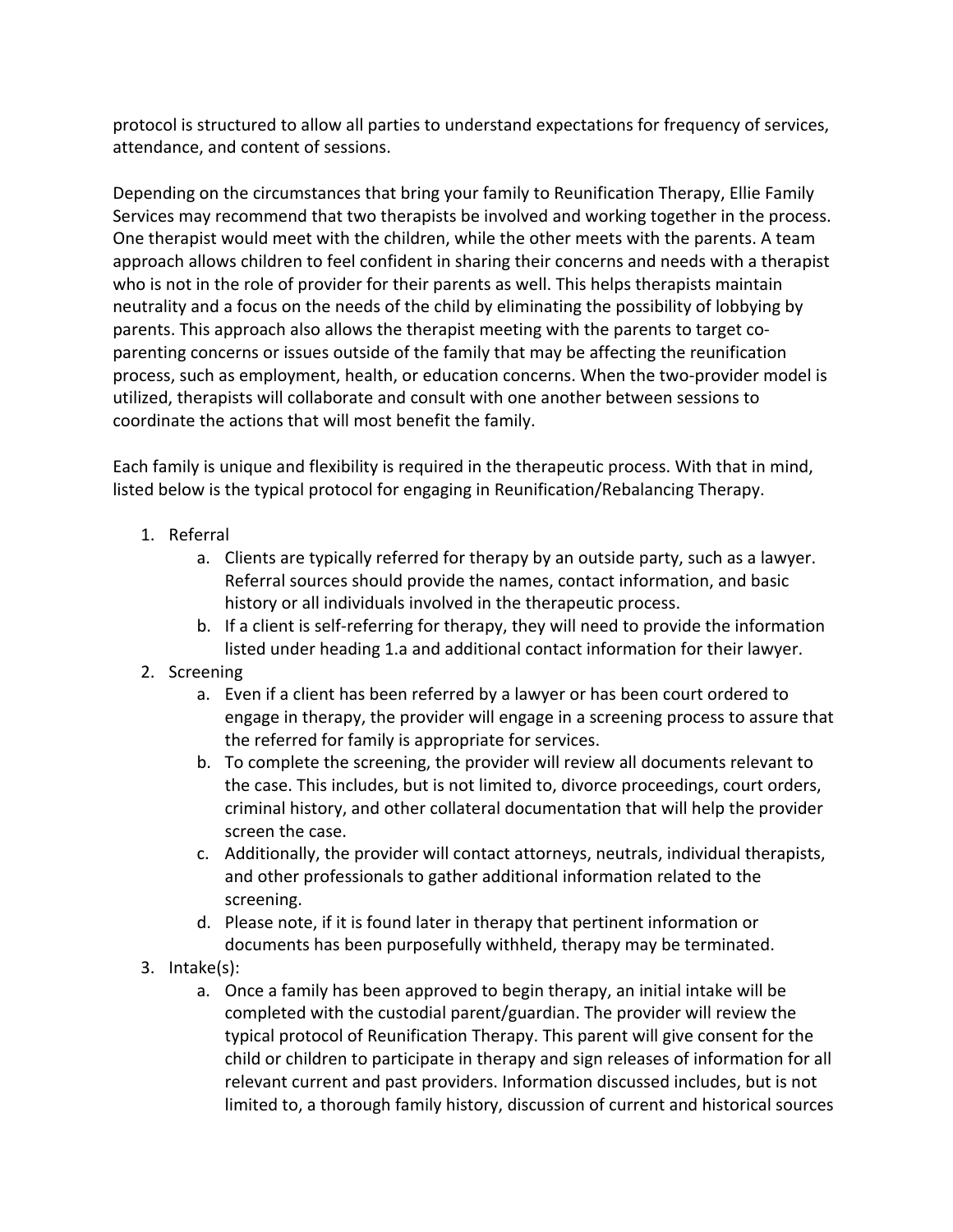protocol is structured to allow all parties to understand expectations for frequency of services, attendance, and content of sessions.

Depending on the circumstances that bring your family to Reunification Therapy, Ellie Family Services may recommend that two therapists be involved and working together in the process. One therapist would meet with the children, while the other meets with the parents. A team approach allows children to feel confident in sharing their concerns and needs with a therapist who is not in the role of provider for their parents as well. This helps therapists maintain neutrality and a focus on the needs of the child by eliminating the possibility of lobbying by parents. This approach also allows the therapist meeting with the parents to target co-parenting concerns or issues outside of the family that may be affecting the reunification process, such as employment, health, or education concerns. When the two-provider model is utilized, therapists will collaborate and consult with one another between sessions to coordinate the actions that will most benefit the family.

Each family is unique and flexibility is required in the therapeutic process. With that in mind, listed below is the typical protocol for engaging in Reunification/Rebalancing Therapy.

1. Referral
    a. Clients are typically referred for therapy by an outside party, such as a lawyer. Referral sources should provide the names, contact information, and basic history or all individuals involved in the therapeutic process.
    b. If a client is self-referring for therapy, they will need to provide the information listed under heading 1.a and additional contact information for their lawyer.
2. Screening
    a. Even if a client has been referred by a lawyer or has been court ordered to engage in therapy, the provider will engage in a screening process to assure that the referred for family is appropriate for services.
    b. To complete the screening, the provider will review all documents relevant to the case. This includes, but is not limited to, divorce proceedings, court orders, criminal history, and other collateral documentation that will help the provider screen the case.
    c. Additionally, the provider will contact attorneys, neutrals, individual therapists, and other professionals to gather additional information related to the screening.
    d. Please note, if it is found later in therapy that pertinent information or documents has been purposefully withheld, therapy may be terminated.
3. Intake(s):
    a. Once a family has been approved to begin therapy, an initial intake will be completed with the custodial parent/guardian. The provider will review the typical protocol of Reunification Therapy. This parent will give consent for the child or children to participate in therapy and sign releases of information for all relevant current and past providers. Information discussed includes, but is not limited to, a thorough family history, discussion of current and historical sources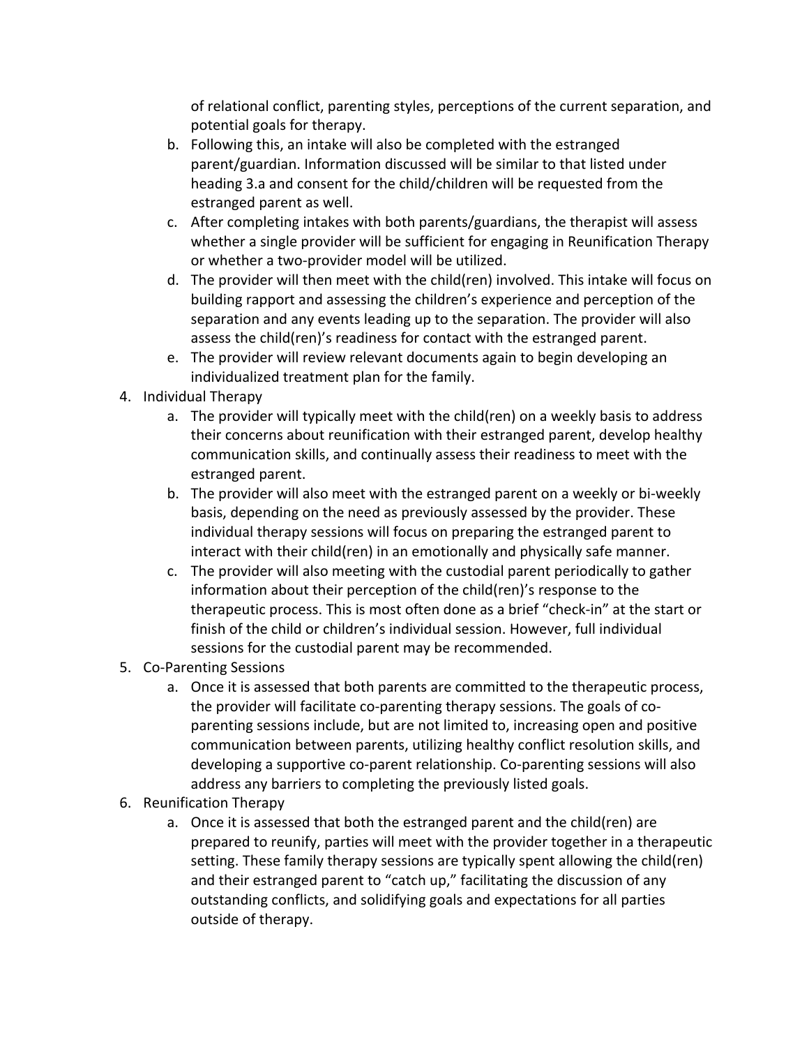of relational conflict, parenting styles, perceptions of the current separation, and potential goals for therapy.

b. Following this, an intake will also be completed with the estranged parent/guardian. Information discussed will be similar to that listed under heading 3.a and consent for the child/children will be requested from the estranged parent as well.

c. After completing intakes with both parents/guardians, the therapist will assess whether a single provider will be sufficient for engaging in Reunification Therapy or whether a two-provider model will be utilized.

d. The provider will then meet with the child(ren) involved. This intake will focus on building rapport and assessing the children's experience and perception of the separation and any events leading up to the separation. The provider will also assess the child(ren)'s readiness for contact with the estranged parent.

e. The provider will review relevant documents again to begin developing an individualized treatment plan for the family.

4. Individual Therapy
    a. The provider will typically meet with the child(ren) on a weekly basis to address their concerns about reunification with their estranged parent, develop healthy communication skills, and continually assess their readiness to meet with the estranged parent.
    b. The provider will also meet with the estranged parent on a weekly or bi-weekly basis, depending on the need as previously assessed by the provider. These individual therapy sessions will focus on preparing the estranged parent to interact with their child(ren) in an emotionally and physically safe manner.
    c. The provider will also meeting with the custodial parent periodically to gather information about their perception of the child(ren)'s response to the therapeutic process. This is most often done as a brief "check-in" at the start or finish of the child or children's individual session. However, full individual sessions for the custodial parent may be recommended.
5. Co-Parenting Sessions
    a. Once it is assessed that both parents are committed to the therapeutic process, the provider will facilitate co-parenting therapy sessions. The goals of co-parenting sessions include, but are not limited to, increasing open and positive communication between parents, utilizing healthy conflict resolution skills, and developing a supportive co-parent relationship. Co-parenting sessions will also address any barriers to completing the previously listed goals.
6. Reunification Therapy
    a. Once it is assessed that both the estranged parent and the child(ren) are prepared to reunify, parties will meet with the provider together in a therapeutic setting. These family therapy sessions are typically spent allowing the child(ren) and their estranged parent to "catch up," facilitating the discussion of any outstanding conflicts, and solidifying goals and expectations for all parties outside of therapy.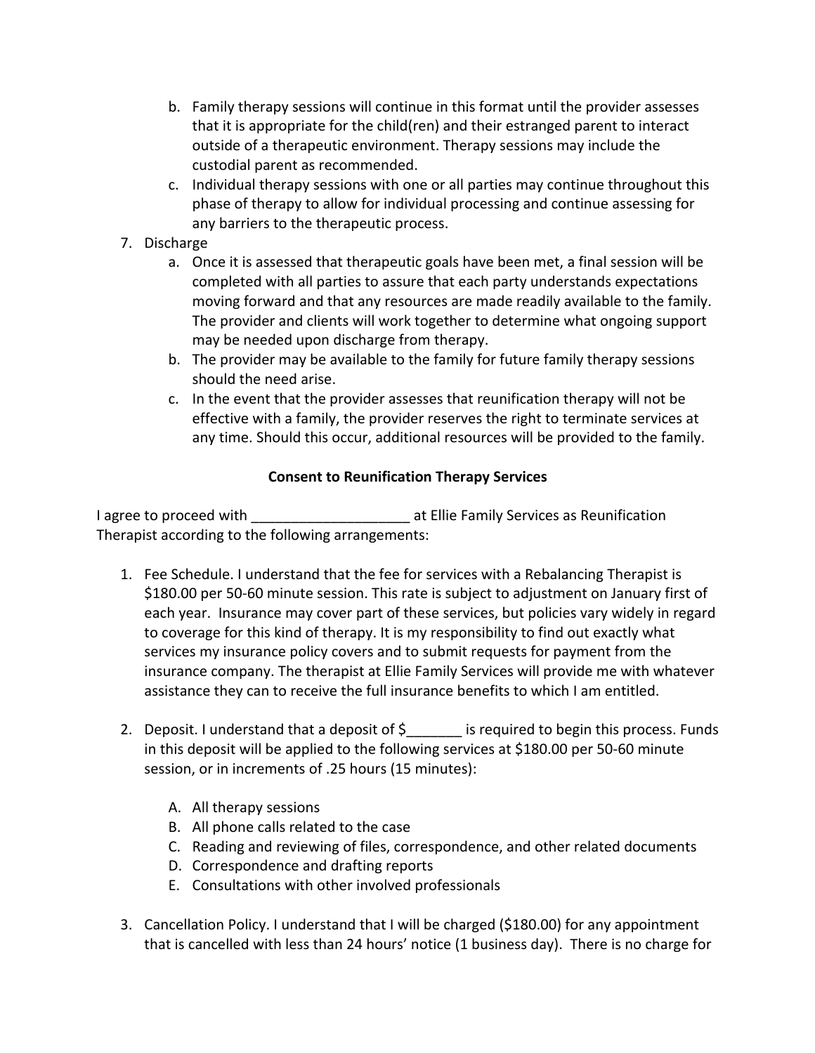b. Family therapy sessions will continue in this format until the provider assesses that it is appropriate for the child(ren) and their estranged parent to interact outside of a therapeutic environment. Therapy sessions may include the custodial parent as recommended.
   c. Individual therapy sessions with one or all parties may continue throughout this phase of therapy to allow for individual processing and continue assessing for any barriers to the therapeutic process.

7. Discharge
   a. Once it is assessed that therapeutic goals have been met, a final session will be completed with all parties to assure that each party understands expectations moving forward and that any resources are made readily available to the family. The provider and clients will work together to determine what ongoing support may be needed upon discharge from therapy.
   b. The provider may be available to the family for future family therapy sessions should the need arise.
   c. In the event that the provider assesses that reunification therapy will not be effective with a family, the provider reserves the right to terminate services at any time. Should this occur, additional resources will be provided to the family.

**Consent to Reunification Therapy Services**

I agree to proceed with ____________________ at Ellie Family Services as Reunification Therapist according to the following arrangements:

1. Fee Schedule. I understand that the fee for services with a Rebalancing Therapist is $180.00 per 50-60 minute session. This rate is subject to adjustment on January first of each year. Insurance may cover part of these services, but policies vary widely in regard to coverage for this kind of therapy. It is my responsibility to find out exactly what services my insurance policy covers and to submit requests for payment from the insurance company. The therapist at Ellie Family Services will provide me with whatever assistance they can to receive the full insurance benefits to which I am entitled.

2. Deposit. I understand that a deposit of $_______ is required to begin this process. Funds in this deposit will be applied to the following services at $180.00 per 50-60 minute session, or in increments of .25 hours (15 minutes):

   A. All therapy sessions
   B. All phone calls related to the case
   C. Reading and reviewing of files, correspondence, and other related documents
   D. Correspondence and drafting reports
   E. Consultations with other involved professionals

3. Cancellation Policy. I understand that I will be charged ($180.00) for any appointment that is cancelled with less than 24 hours' notice (1 business day). There is no charge for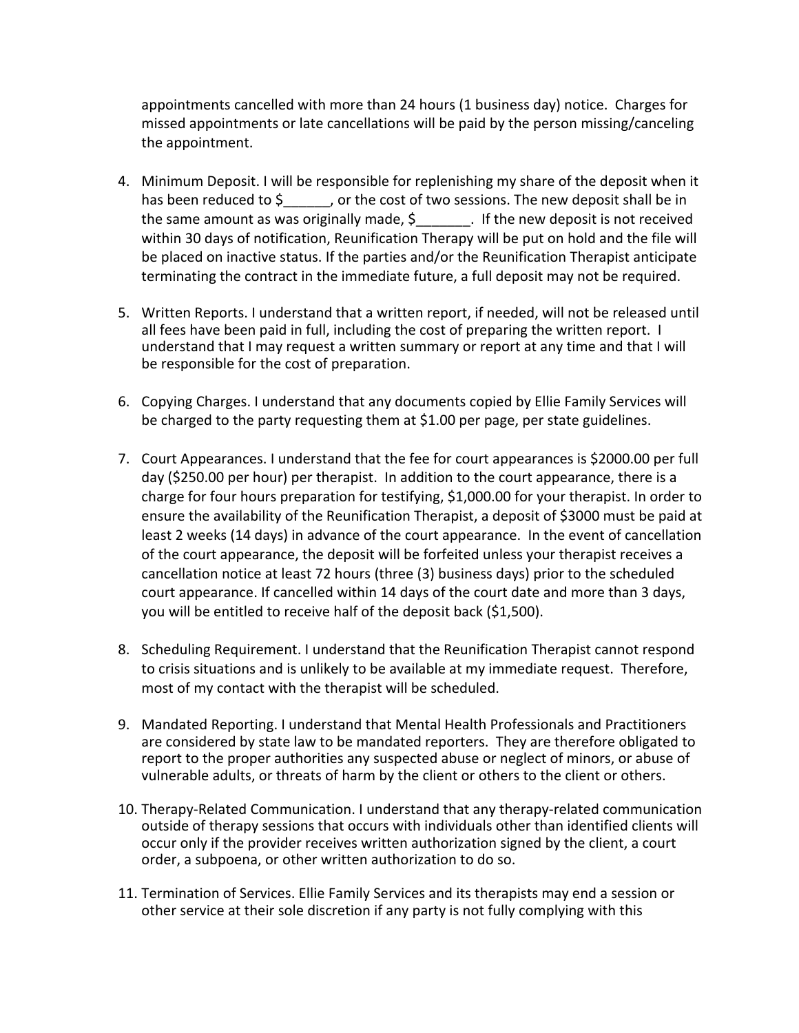appointments cancelled with more than 24 hours (1 business day) notice. Charges for missed appointments or late cancellations will be paid by the person missing/canceling the appointment.

4. Minimum Deposit. I will be responsible for replenishing my share of the deposit when it has been reduced to $______, or the cost of two sessions. The new deposit shall be in the same amount as was originally made, $_______. If the new deposit is not received within 30 days of notification, Reunification Therapy will be put on hold and the file will be placed on inactive status. If the parties and/or the Reunification Therapist anticipate terminating the contract in the immediate future, a full deposit may not be required.

5. Written Reports. I understand that a written report, if needed, will not be released until all fees have been paid in full, including the cost of preparing the written report. I understand that I may request a written summary or report at any time and that I will be responsible for the cost of preparation.

6. Copying Charges. I understand that any documents copied by Ellie Family Services will be charged to the party requesting them at $1.00 per page, per state guidelines.

7. Court Appearances. I understand that the fee for court appearances is $2000.00 per full day ($250.00 per hour) per therapist. In addition to the court appearance, there is a charge for four hours preparation for testifying, $1,000.00 for your therapist. In order to ensure the availability of the Reunification Therapist, a deposit of $3000 must be paid at least 2 weeks (14 days) in advance of the court appearance. In the event of cancellation of the court appearance, the deposit will be forfeited unless your therapist receives a cancellation notice at least 72 hours (three (3) business days) prior to the scheduled court appearance. If cancelled within 14 days of the court date and more than 3 days, you will be entitled to receive half of the deposit back ($1,500).

8. Scheduling Requirement. I understand that the Reunification Therapist cannot respond to crisis situations and is unlikely to be available at my immediate request. Therefore, most of my contact with the therapist will be scheduled.

9. Mandated Reporting. I understand that Mental Health Professionals and Practitioners are considered by state law to be mandated reporters. They are therefore obligated to report to the proper authorities any suspected abuse or neglect of minors, or abuse of vulnerable adults, or threats of harm by the client or others to the client or others.

10. Therapy-Related Communication. I understand that any therapy-related communication outside of therapy sessions that occurs with individuals other than identified clients will occur only if the provider receives written authorization signed by the client, a court order, a subpoena, or other written authorization to do so.

11. Termination of Services. Ellie Family Services and its therapists may end a session or other service at their sole discretion if any party is not fully complying with this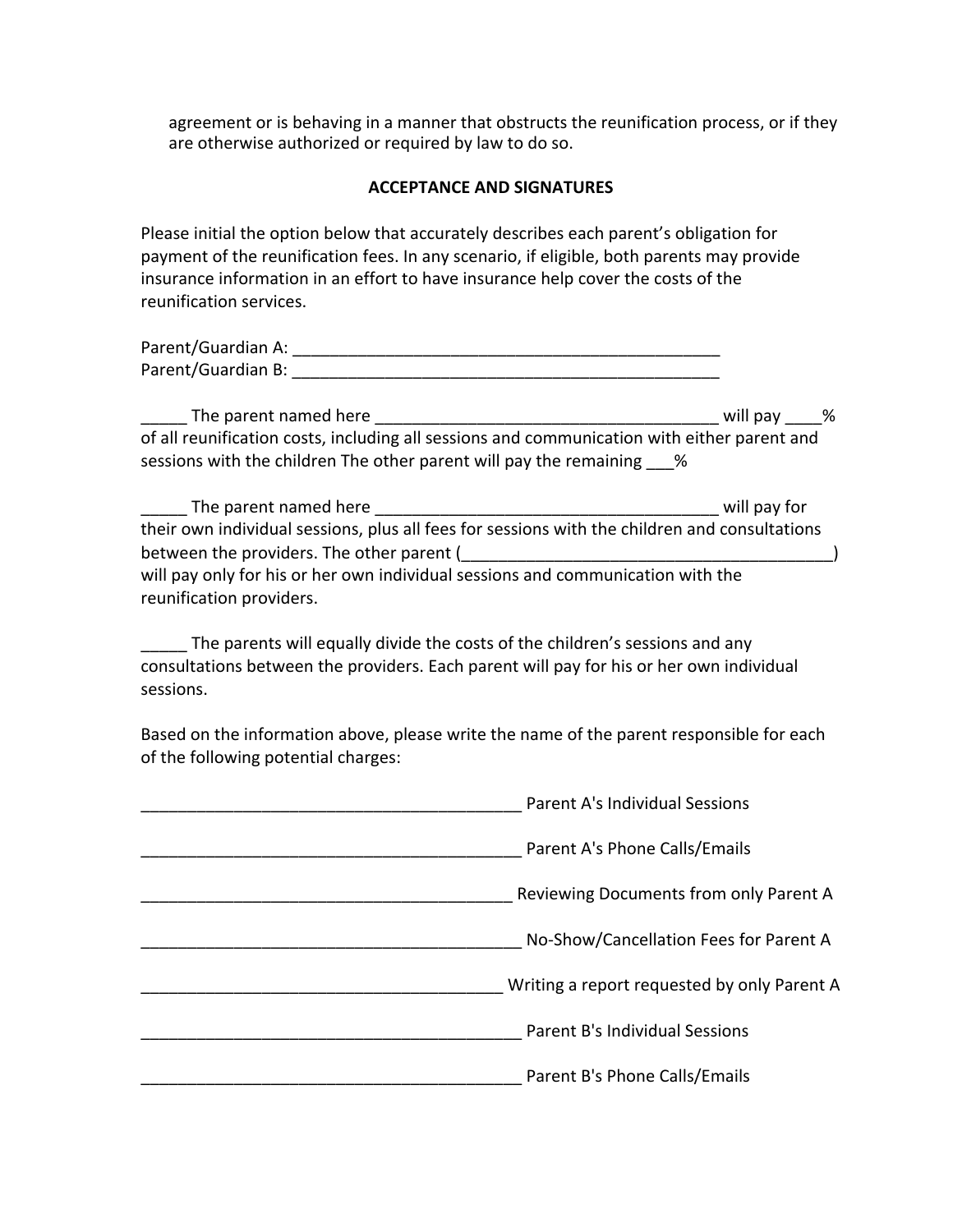agreement or is behaving in a manner that obstructs the reunification process, or if they are otherwise authorized or required by law to do so.

## ACCEPTANCE AND SIGNATURES

Please initial the option below that accurately describes each parent's obligation for payment of the reunification fees. In any scenario, if eligible, both parents may provide insurance information in an effort to have insurance help cover the costs of the reunification services.

Parent/Guardian A: _______________________________________________
Parent/Guardian B: _______________________________________________

_____ The parent named here ____________________________________ will pay ____% of all reunification costs, including all sessions and communication with either parent and sessions with the children The other parent will pay the remaining ___%

_____ The parent named here ____________________________________ will pay for their own individual sessions, plus all fees for sessions with the children and consultations between the providers. The other parent (_______________________________________) will pay only for his or her own individual sessions and communication with the reunification providers.

_____ The parents will equally divide the costs of the children's sessions and any consultations between the providers. Each parent will pay for his or her own individual sessions.

Based on the information above, please write the name of the parent responsible for each of the following potential charges:

__________________________________________ Parent A's Individual Sessions

__________________________________________ Parent A's Phone Calls/Emails

_________________________________________ Reviewing Documents from only Parent A

__________________________________________ No-Show/Cancellation Fees for Parent A

________________________________________ Writing a report requested by only Parent A

__________________________________________ Parent B's Individual Sessions

__________________________________________ Parent B's Phone Calls/Emails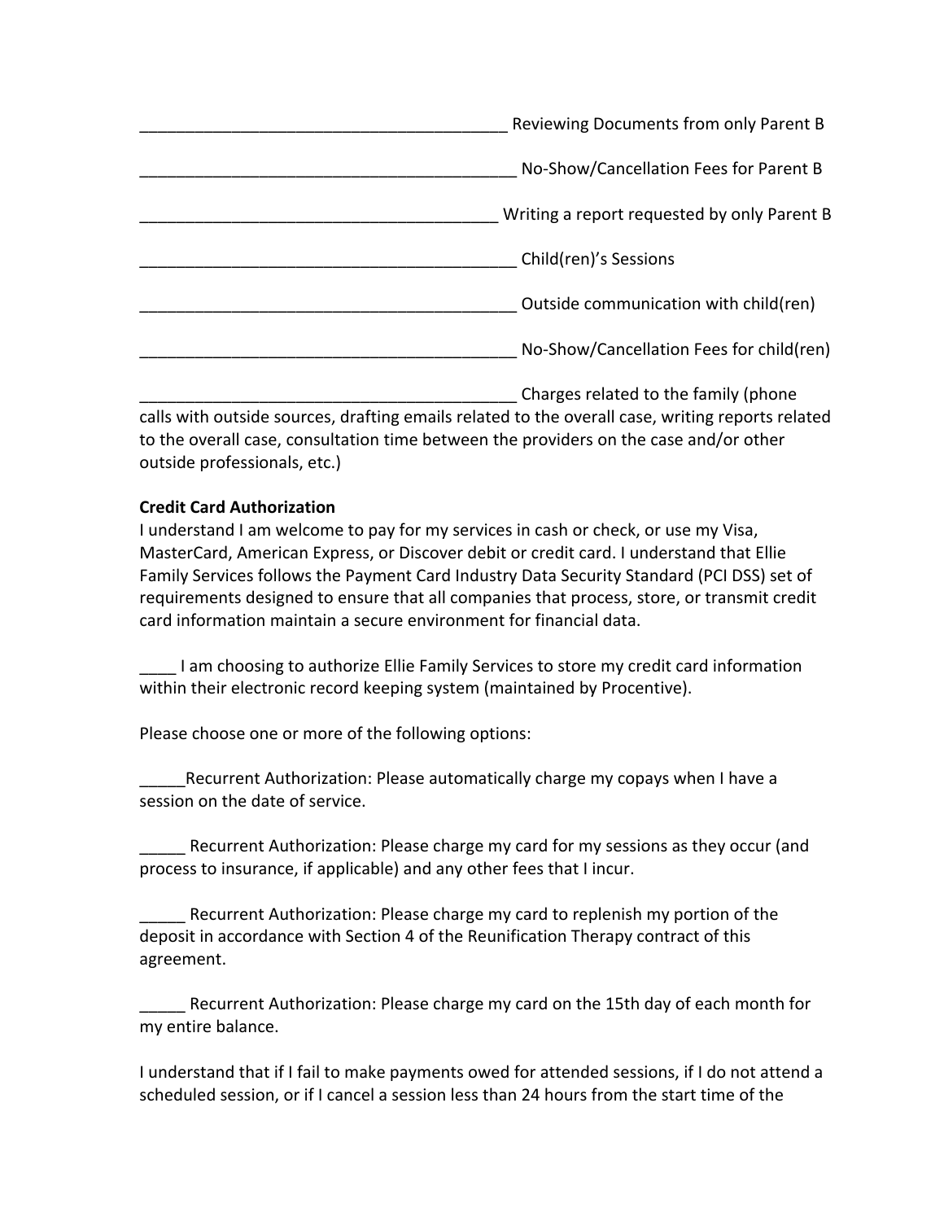_________________________________________ Reviewing Documents from only Parent B

__________________________________________ No-Show/Cancellation Fees for Parent B

________________________________________ Writing a report requested by only Parent B

__________________________________________ Child(ren)'s Sessions

__________________________________________ Outside communication with child(ren)

__________________________________________ No-Show/Cancellation Fees for child(ren)

__________________________________________ Charges related to the family (phone calls with outside sources, drafting emails related to the overall case, writing reports related to the overall case, consultation time between the providers on the case and/or other outside professionals, etc.)

**Credit Card Authorization**

I understand I am welcome to pay for my services in cash or check, or use my Visa, MasterCard, American Express, or Discover debit or credit card. I understand that Ellie Family Services follows the Payment Card Industry Data Security Standard (PCI DSS) set of requirements designed to ensure that all companies that process, store, or transmit credit card information maintain a secure environment for financial data.

____ I am choosing to authorize Ellie Family Services to store my credit card information within their electronic record keeping system (maintained by Procentive).

Please choose one or more of the following options:

_____Recurrent Authorization: Please automatically charge my copays when I have a session on the date of service.

_____ Recurrent Authorization: Please charge my card for my sessions as they occur (and process to insurance, if applicable) and any other fees that I incur.

_____ Recurrent Authorization: Please charge my card to replenish my portion of the deposit in accordance with Section 4 of the Reunification Therapy contract of this agreement.

_____ Recurrent Authorization: Please charge my card on the 15th day of each month for my entire balance.

I understand that if I fail to make payments owed for attended sessions, if I do not attend a scheduled session, or if I cancel a session less than 24 hours from the start time of the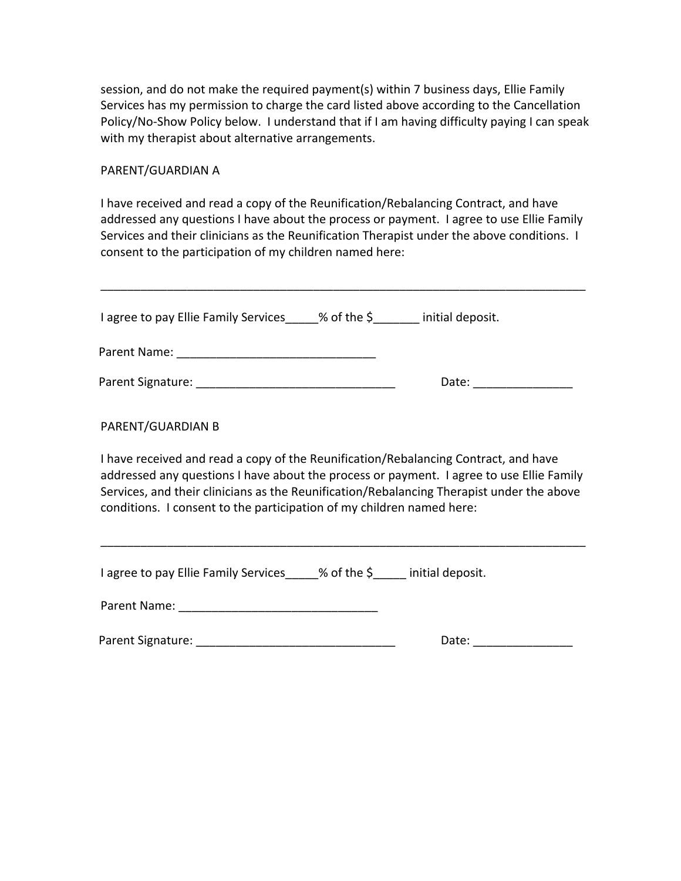session, and do not make the required payment(s) within 7 business days, Ellie Family Services has my permission to charge the card listed above according to the Cancellation Policy/No-Show Policy below. I understand that if I am having difficulty paying I can speak with my therapist about alternative arrangements.

PARENT/GUARDIAN A

I have received and read a copy of the Reunification/Rebalancing Contract, and have addressed any questions I have about the process or payment. I agree to use Ellie Family Services and their clinicians as the Reunification Therapist under the above conditions. I consent to the participation of my children named here:

_____________________________________________________________________________

I agree to pay Ellie Family Services_____% of the $_______ initial deposit.

Parent Name: ______________________________

Parent Signature: ______________________________ Date: _______________

PARENT/GUARDIAN B

I have received and read a copy of the Reunification/Rebalancing Contract, and have addressed any questions I have about the process or payment. I agree to use Ellie Family Services, and their clinicians as the Reunification/Rebalancing Therapist under the above conditions. I consent to the participation of my children named here:

_____________________________________________________________________________

I agree to pay Ellie Family Services_____% of the $_____ initial deposit.

Parent Name: ______________________________

Parent Signature: ______________________________ Date: _______________